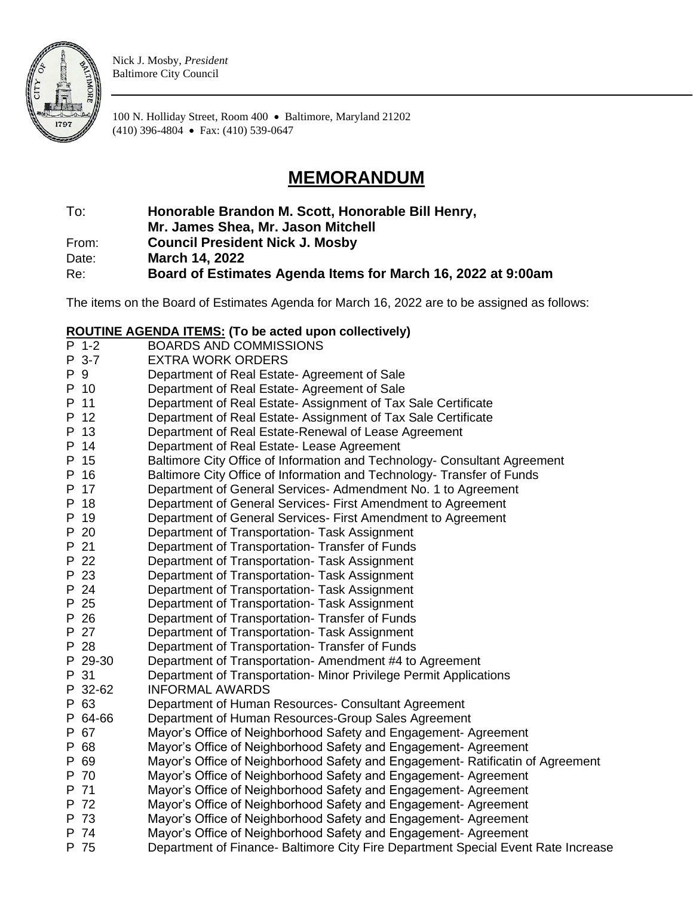Nick J. Mosby, *President*
Baltimore City Council

100 N. Holliday Street, Room 400 • Baltimore, Maryland 21202
(410) 396-4804 • Fax: (410) 539-0647

# MEMORANDUM

**To:** **Honorable Brandon M. Scott, Honorable Bill Henry, Mr. James Shea, Mr. Jason Mitchell**
**From:** **Council President Nick J. Mosby**
**Date:** **March 14, 2022**
**Re:** **Board of Estimates Agenda Items for March 16, 2022 at 9:00am**

The items on the Board of Estimates Agenda for March 16, 2022 are to be assigned as follows:

**ROUTINE AGENDA ITEMS: (To be acted upon collectively)**

| | |
|---|---|
| P 1-2 | BOARDS AND COMMISSIONS |
| P 3-7 | EXTRA WORK ORDERS |
| P 9 | Department of Real Estate- Agreement of Sale |
| P 10 | Department of Real Estate- Agreement of Sale |
| P 11 | Department of Real Estate- Assignment of Tax Sale Certificate |
| P 12 | Department of Real Estate- Assignment of Tax Sale Certificate |
| P 13 | Department of Real Estate-Renewal of Lease Agreement |
| P 14 | Department of Real Estate- Lease Agreement |
| P 15 | Baltimore City Office of Information and Technology- Consultant Agreement |
| P 16 | Baltimore City Office of Information and Technology- Transfer of Funds |
| P 17 | Department of General Services- Admendment No. 1 to Agreement |
| P 18 | Department of General Services- First Amendment to Agreement |
| P 19 | Department of General Services- First Amendment to Agreement |
| P 20 | Department of Transportation- Task Assignment |
| P 21 | Department of Transportation- Transfer of Funds |
| P 22 | Department of Transportation- Task Assignment |
| P 23 | Department of Transportation- Task Assignment |
| P 24 | Department of Transportation- Task Assignment |
| P 25 | Department of Transportation- Task Assignment |
| P 26 | Department of Transportation- Transfer of Funds |
| P 27 | Department of Transportation- Task Assignment |
| P 28 | Department of Transportation- Transfer of Funds |
| P 29-30 | Department of Transportation- Amendment #4 to Agreement |
| P 31 | Department of Transportation- Minor Privilege Permit Applications |
| P 32-62 | INFORMAL AWARDS |
| P 63 | Department of Human Resources- Consultant Agreement |
| P 64-66 | Department of Human Resources-Group Sales Agreement |
| P 67 | Mayor's Office of Neighborhood Safety and Engagement- Agreement |
| P 68 | Mayor's Office of Neighborhood Safety and Engagement- Agreement |
| P 69 | Mayor's Office of Neighborhood Safety and Engagement- Ratificatin of Agreement |
| P 70 | Mayor's Office of Neighborhood Safety and Engagement- Agreement |
| P 71 | Mayor's Office of Neighborhood Safety and Engagement- Agreement |
| P 72 | Mayor's Office of Neighborhood Safety and Engagement- Agreement |
| P 73 | Mayor's Office of Neighborhood Safety and Engagement- Agreement |
| P 74 | Mayor's Office of Neighborhood Safety and Engagement- Agreement |
| P 75 | Department of Finance- Baltimore City Fire Department Special Event Rate Increase |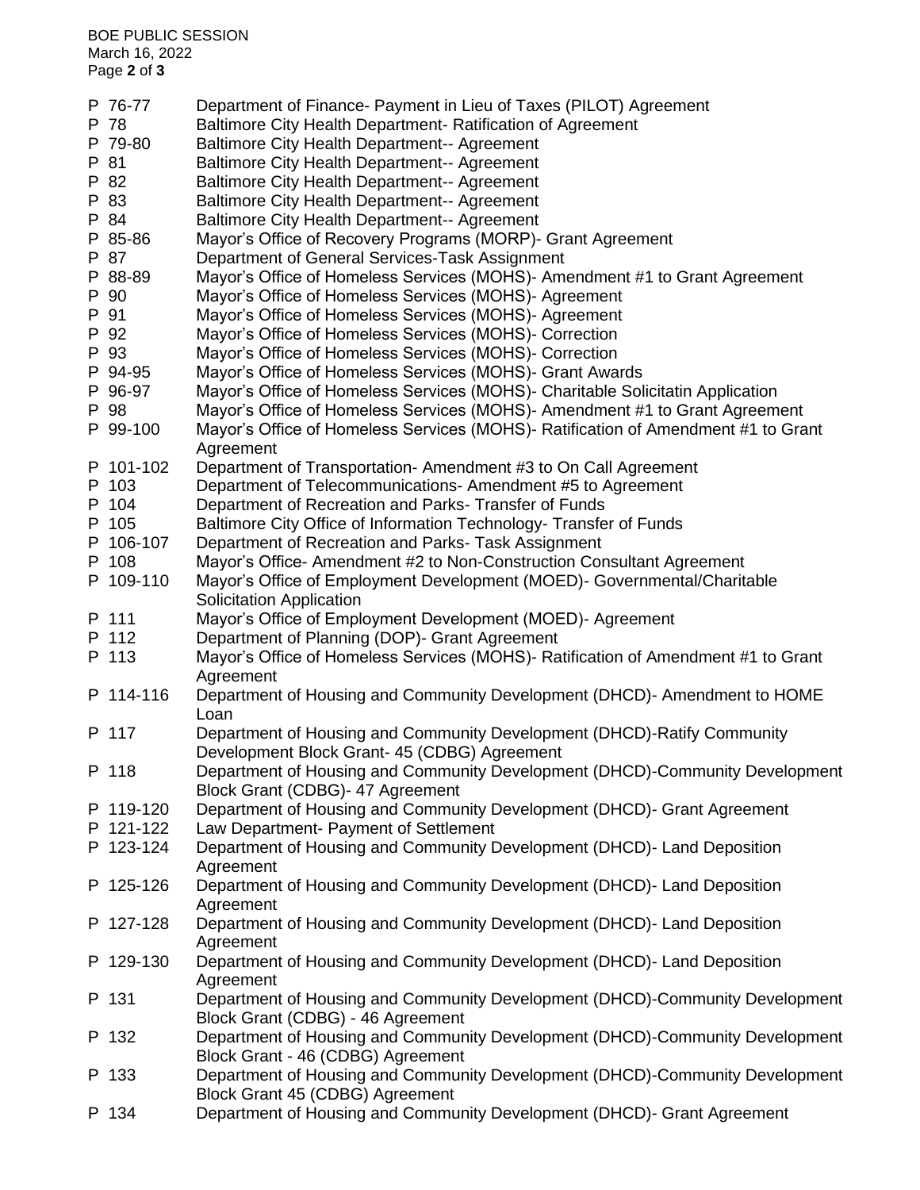| | |
|---|---|
| P 76-77 | Department of Finance- Payment in Lieu of Taxes (PILOT) Agreement |
| P 78 | Baltimore City Health Department- Ratification of Agreement |
| P 79-80 | Baltimore City Health Department-- Agreement |
| P 81 | Baltimore City Health Department-- Agreement |
| P 82 | Baltimore City Health Department-- Agreement |
| P 83 | Baltimore City Health Department-- Agreement |
| P 84 | Baltimore City Health Department-- Agreement |
| P 85-86 | Mayor's Office of Recovery Programs (MORP)- Grant Agreement |
| P 87 | Department of General Services-Task Assignment |
| P 88-89 | Mayor's Office of Homeless Services (MOHS)- Amendment #1 to Grant Agreement |
| P 90 | Mayor's Office of Homeless Services (MOHS)- Agreement |
| P 91 | Mayor's Office of Homeless Services (MOHS)- Agreement |
| P 92 | Mayor's Office of Homeless Services (MOHS)- Correction |
| P 93 | Mayor's Office of Homeless Services (MOHS)- Correction |
| P 94-95 | Mayor's Office of Homeless Services (MOHS)- Grant Awards |
| P 96-97 | Mayor's Office of Homeless Services (MOHS)- Charitable Solicitatin Application |
| P 98 | Mayor's Office of Homeless Services (MOHS)- Amendment #1 to Grant Agreement |
| P 99-100 | Mayor's Office of Homeless Services (MOHS)- Ratification of Amendment #1 to Grant Agreement |
| P 101-102 | Department of Transportation- Amendment #3 to On Call Agreement |
| P 103 | Department of Telecommunications- Amendment #5 to Agreement |
| P 104 | Department of Recreation and Parks- Transfer of Funds |
| P 105 | Baltimore City Office of Information Technology- Transfer of Funds |
| P 106-107 | Department of Recreation and Parks- Task Assignment |
| P 108 | Mayor's Office- Amendment #2 to Non-Construction Consultant Agreement |
| P 109-110 | Mayor's Office of Employment Development (MOED)- Governmental/Charitable Solicitation Application |
| P 111 | Mayor's Office of Employment Development (MOED)- Agreement |
| P 112 | Department of Planning (DOP)- Grant Agreement |
| P 113 | Mayor's Office of Homeless Services (MOHS)- Ratification of Amendment #1 to Grant Agreement |
| P 114-116 | Department of Housing and Community Development (DHCD)- Amendment to HOME Loan |
| P 117 | Department of Housing and Community Development (DHCD)-Ratify Community Development Block Grant- 45 (CDBG) Agreement |
| P 118 | Department of Housing and Community Development (DHCD)-Community Development Block Grant (CDBG)- 47 Agreement |
| P 119-120 | Department of Housing and Community Development (DHCD)- Grant Agreement |
| P 121-122 | Law Department- Payment of Settlement |
| P 123-124 | Department of Housing and Community Development (DHCD)- Land Deposition Agreement |
| P 125-126 | Department of Housing and Community Development (DHCD)- Land Deposition Agreement |
| P 127-128 | Department of Housing and Community Development (DHCD)- Land Deposition Agreement |
| P 129-130 | Department of Housing and Community Development (DHCD)- Land Deposition Agreement |
| P 131 | Department of Housing and Community Development (DHCD)-Community Development Block Grant (CDBG) - 46 Agreement |
| P 132 | Department of Housing and Community Development (DHCD)-Community Development Block Grant - 46 (CDBG) Agreement |
| P 133 | Department of Housing and Community Development (DHCD)-Community Development Block Grant 45 (CDBG) Agreement |
| P 134 | Department of Housing and Community Development (DHCD)- Grant Agreement |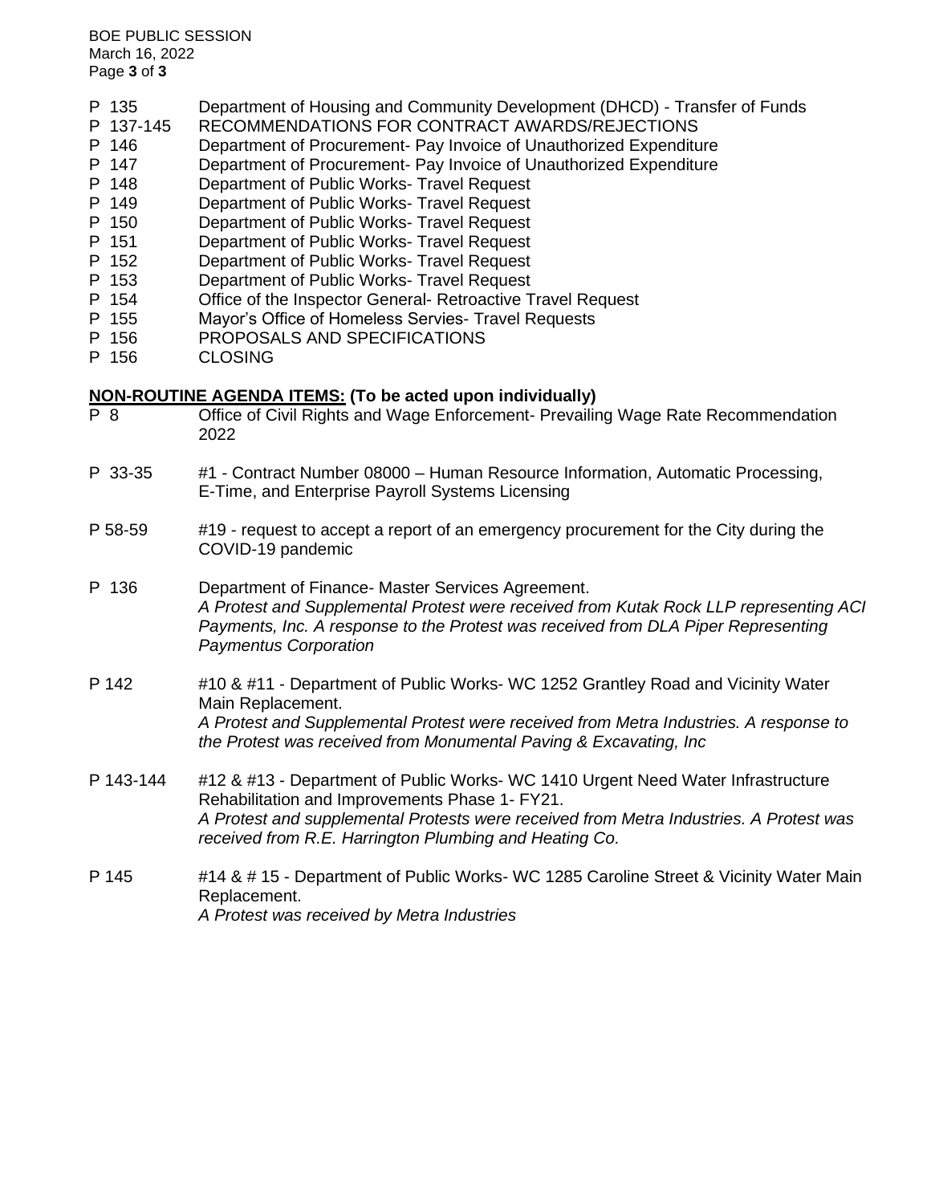| | |
|---|---|
| P 135 | Department of Housing and Community Development (DHCD) - Transfer of Funds |
| P 137-145 | RECOMMENDATIONS FOR CONTRACT AWARDS/REJECTIONS |
| P 146 | Department of Procurement- Pay Invoice of Unauthorized Expenditure |
| P 147 | Department of Procurement- Pay Invoice of Unauthorized Expenditure |
| P 148 | Department of Public Works- Travel Request |
| P 149 | Department of Public Works- Travel Request |
| P 150 | Department of Public Works- Travel Request |
| P 151 | Department of Public Works- Travel Request |
| P 152 | Department of Public Works- Travel Request |
| P 153 | Department of Public Works- Travel Request |
| P 154 | Office of the Inspector General- Retroactive Travel Request |
| P 155 | Mayor's Office of Homeless Servies- Travel Requests |
| P 156 | PROPOSALS AND SPECIFICATIONS |
| P 156 | CLOSING |

**NON-ROUTINE AGENDA ITEMS: (To be acted upon individually)**

| | |
|---|---|
| P 8 | Office of Civil Rights and Wage Enforcement- Prevailing Wage Rate Recommendation 2022 |
| P 33-35 | #1 - Contract Number 08000 – Human Resource Information, Automatic Processing, E-Time, and Enterprise Payroll Systems Licensing |
| P 58-59 | #19 - request to accept a report of an emergency procurement for the City during the COVID-19 pandemic |
| P 136 | Department of Finance- Master Services Agreement. *A Protest and Supplemental Protest were received from Kutak Rock LLP representing ACI Payments, Inc. A response to the Protest was received from DLA Piper Representing Paymentus Corporation* |
| P 142 | #10 & #11 - Department of Public Works- WC 1252 Grantley Road and Vicinity Water Main Replacement. *A Protest and Supplemental Protest were received from Metra Industries. A response to the Protest was received from Monumental Paving & Excavating, Inc* |
| P 143-144 | #12 & #13 - Department of Public Works- WC 1410 Urgent Need Water Infrastructure Rehabilitation and Improvements Phase 1- FY21. *A Protest and supplemental Protests were received from Metra Industries. A Protest was received from R.E. Harrington Plumbing and Heating Co.* |
| P 145 | #14 & # 15 - Department of Public Works- WC 1285 Caroline Street & Vicinity Water Main Replacement. *A Protest was received by Metra Industries* |